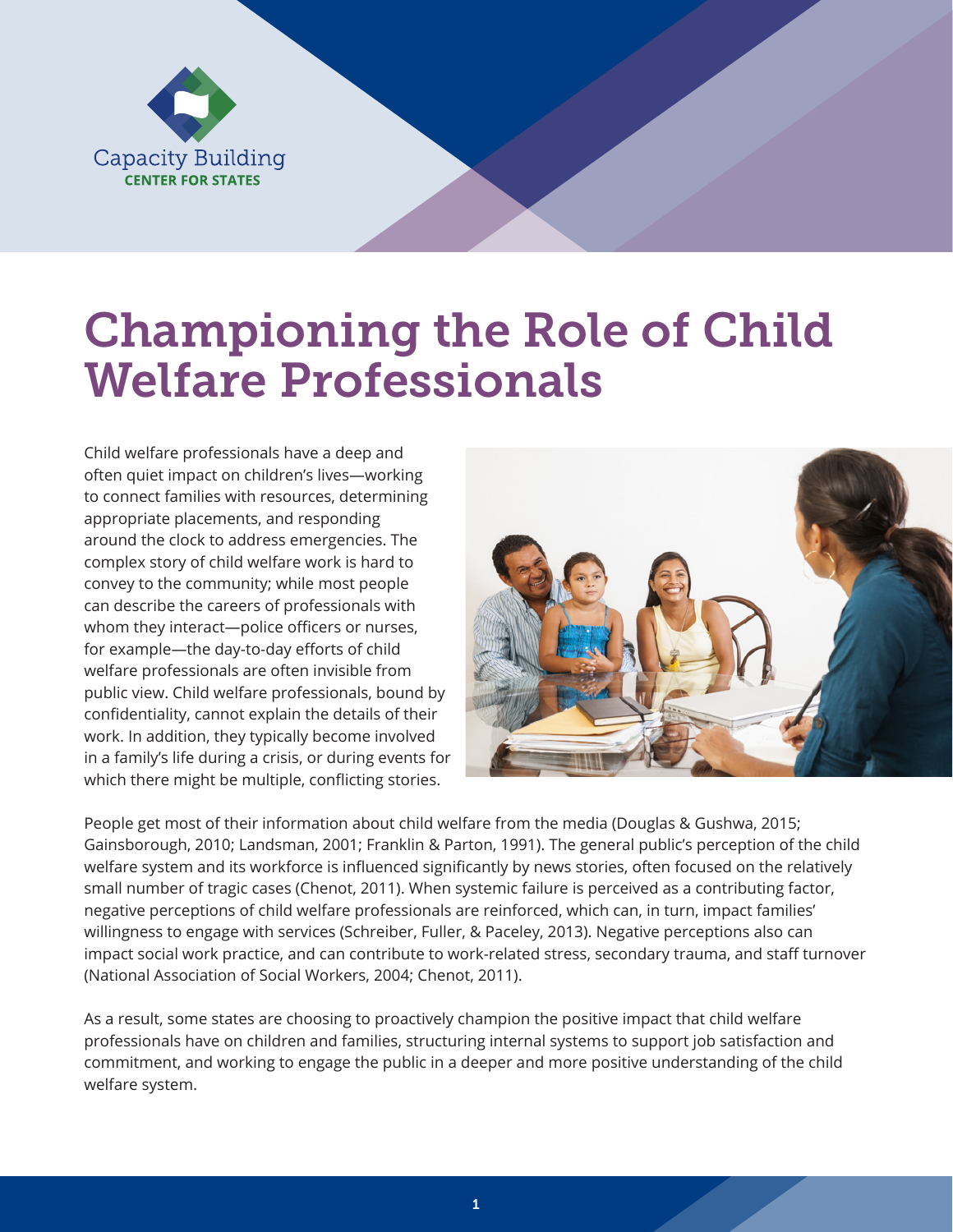Capacity Building
CENTER FOR STATES

# Championing the Role of Child Welfare Professionals

Child welfare professionals have a deep and often quiet impact on children's lives—working to connect families with resources, determining appropriate placements, and responding around the clock to address emergencies. The complex story of child welfare work is hard to convey to the community; while most people can describe the careers of professionals with whom they interact—police officers or nurses, for example—the day-to-day efforts of child welfare professionals are often invisible from public view. Child welfare professionals, bound by confidentiality, cannot explain the details of their work. In addition, they typically become involved in a family's life during a crisis, or during events for which there might be multiple, conflicting stories.

People get most of their information about child welfare from the media (Douglas & Gushwa, 2015; Gainsborough, 2010; Landsman, 2001; Franklin & Parton, 1991). The general public's perception of the child welfare system and its workforce is influenced significantly by news stories, often focused on the relatively small number of tragic cases (Chenot, 2011). When systemic failure is perceived as a contributing factor, negative perceptions of child welfare professionals are reinforced, which can, in turn, impact families' willingness to engage with services (Schreiber, Fuller, & Paceley, 2013). Negative perceptions also can impact social work practice, and can contribute to work-related stress, secondary trauma, and staff turnover (National Association of Social Workers, 2004; Chenot, 2011).

As a result, some states are choosing to proactively champion the positive impact that child welfare professionals have on children and families, structuring internal systems to support job satisfaction and commitment, and working to engage the public in a deeper and more positive understanding of the child welfare system.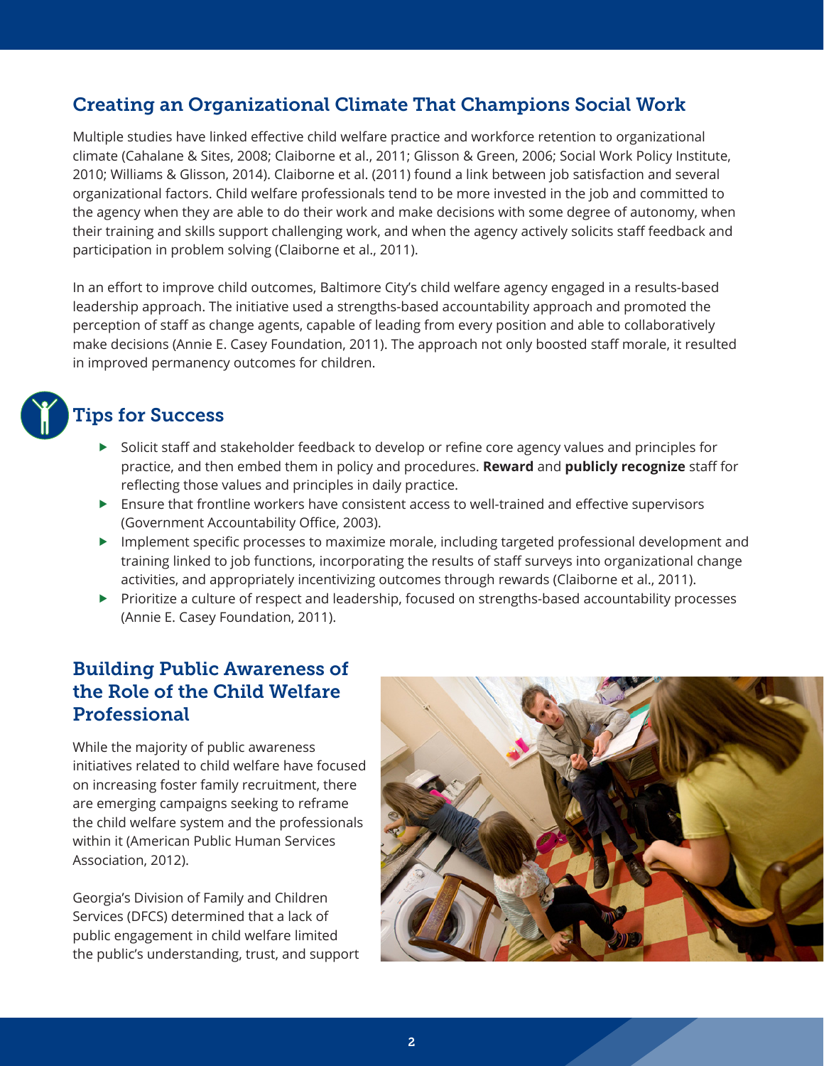## Creating an Organizational Climate That Champions Social Work

Multiple studies have linked effective child welfare practice and workforce retention to organizational climate (Cahalane & Sites, 2008; Claiborne et al., 2011; Glisson & Green, 2006; Social Work Policy Institute, 2010; Williams & Glisson, 2014). Claiborne et al. (2011) found a link between job satisfaction and several organizational factors. Child welfare professionals tend to be more invested in the job and committed to the agency when they are able to do their work and make decisions with some degree of autonomy, when their training and skills support challenging work, and when the agency actively solicits staff feedback and participation in problem solving (Claiborne et al., 2011).

In an effort to improve child outcomes, Baltimore City's child welfare agency engaged in a results-based leadership approach. The initiative used a strengths-based accountability approach and promoted the perception of staff as change agents, capable of leading from every position and able to collaboratively make decisions (Annie E. Casey Foundation, 2011). The approach not only boosted staff morale, it resulted in improved permanency outcomes for children.

## Tips for Success

- Solicit staff and stakeholder feedback to develop or refine core agency values and principles for practice, and then embed them in policy and procedures. **Reward** and **publicly recognize** staff for reflecting those values and principles in daily practice.
- Ensure that frontline workers have consistent access to well-trained and effective supervisors (Government Accountability Office, 2003).
- Implement specific processes to maximize morale, including targeted professional development and training linked to job functions, incorporating the results of staff surveys into organizational change activities, and appropriately incentivizing outcomes through rewards (Claiborne et al., 2011).
- Prioritize a culture of respect and leadership, focused on strengths-based accountability processes (Annie E. Casey Foundation, 2011).

## Building Public Awareness of the Role of the Child Welfare Professional

While the majority of public awareness initiatives related to child welfare have focused on increasing foster family recruitment, there are emerging campaigns seeking to reframe the child welfare system and the professionals within it (American Public Human Services Association, 2012).

Georgia's Division of Family and Children Services (DFCS) determined that a lack of public engagement in child welfare limited the public's understanding, trust, and support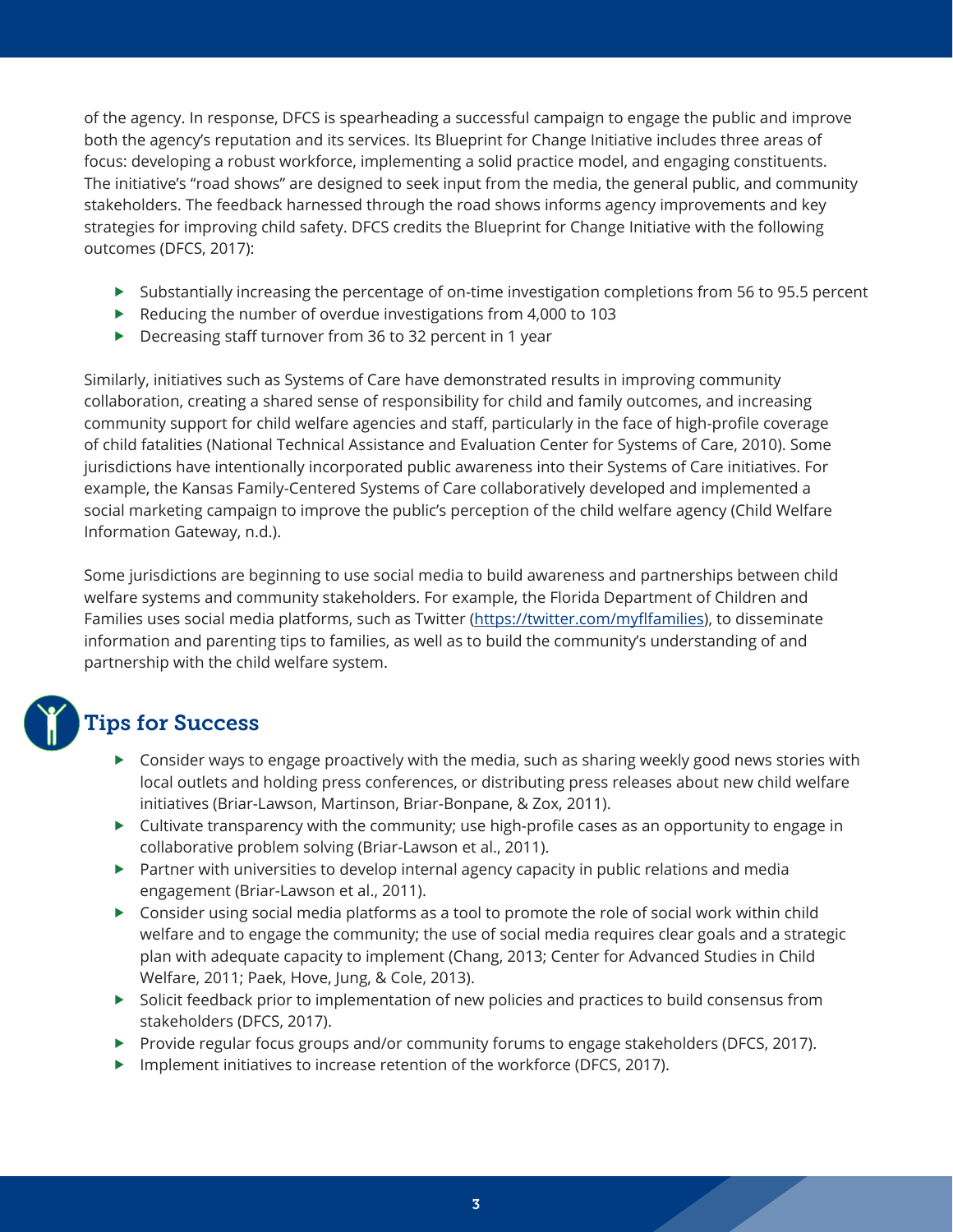of the agency. In response, DFCS is spearheading a successful campaign to engage the public and improve both the agency's reputation and its services. Its Blueprint for Change Initiative includes three areas of focus: developing a robust workforce, implementing a solid practice model, and engaging constituents. The initiative's "road shows" are designed to seek input from the media, the general public, and community stakeholders. The feedback harnessed through the road shows informs agency improvements and key strategies for improving child safety. DFCS credits the Blueprint for Change Initiative with the following outcomes (DFCS, 2017):

- Substantially increasing the percentage of on-time investigation completions from 56 to 95.5 percent
- Reducing the number of overdue investigations from 4,000 to 103
- Decreasing staff turnover from 36 to 32 percent in 1 year

Similarly, initiatives such as Systems of Care have demonstrated results in improving community collaboration, creating a shared sense of responsibility for child and family outcomes, and increasing community support for child welfare agencies and staff, particularly in the face of high-profile coverage of child fatalities (National Technical Assistance and Evaluation Center for Systems of Care, 2010). Some jurisdictions have intentionally incorporated public awareness into their Systems of Care initiatives. For example, the Kansas Family-Centered Systems of Care collaboratively developed and implemented a social marketing campaign to improve the public's perception of the child welfare agency (Child Welfare Information Gateway, n.d.).

Some jurisdictions are beginning to use social media to build awareness and partnerships between child welfare systems and community stakeholders. For example, the Florida Department of Children and Families uses social media platforms, such as Twitter (https://twitter.com/myflfamilies), to disseminate information and parenting tips to families, as well as to build the community's understanding of and partnership with the child welfare system.

## Tips for Success

- Consider ways to engage proactively with the media, such as sharing weekly good news stories with local outlets and holding press conferences, or distributing press releases about new child welfare initiatives (Briar-Lawson, Martinson, Briar-Bonpane, & Zox, 2011).
- Cultivate transparency with the community; use high-profile cases as an opportunity to engage in collaborative problem solving (Briar-Lawson et al., 2011).
- Partner with universities to develop internal agency capacity in public relations and media engagement (Briar-Lawson et al., 2011).
- Consider using social media platforms as a tool to promote the role of social work within child welfare and to engage the community; the use of social media requires clear goals and a strategic plan with adequate capacity to implement (Chang, 2013; Center for Advanced Studies in Child Welfare, 2011; Paek, Hove, Jung, & Cole, 2013).
- Solicit feedback prior to implementation of new policies and practices to build consensus from stakeholders (DFCS, 2017).
- Provide regular focus groups and/or community forums to engage stakeholders (DFCS, 2017).
- Implement initiatives to increase retention of the workforce (DFCS, 2017).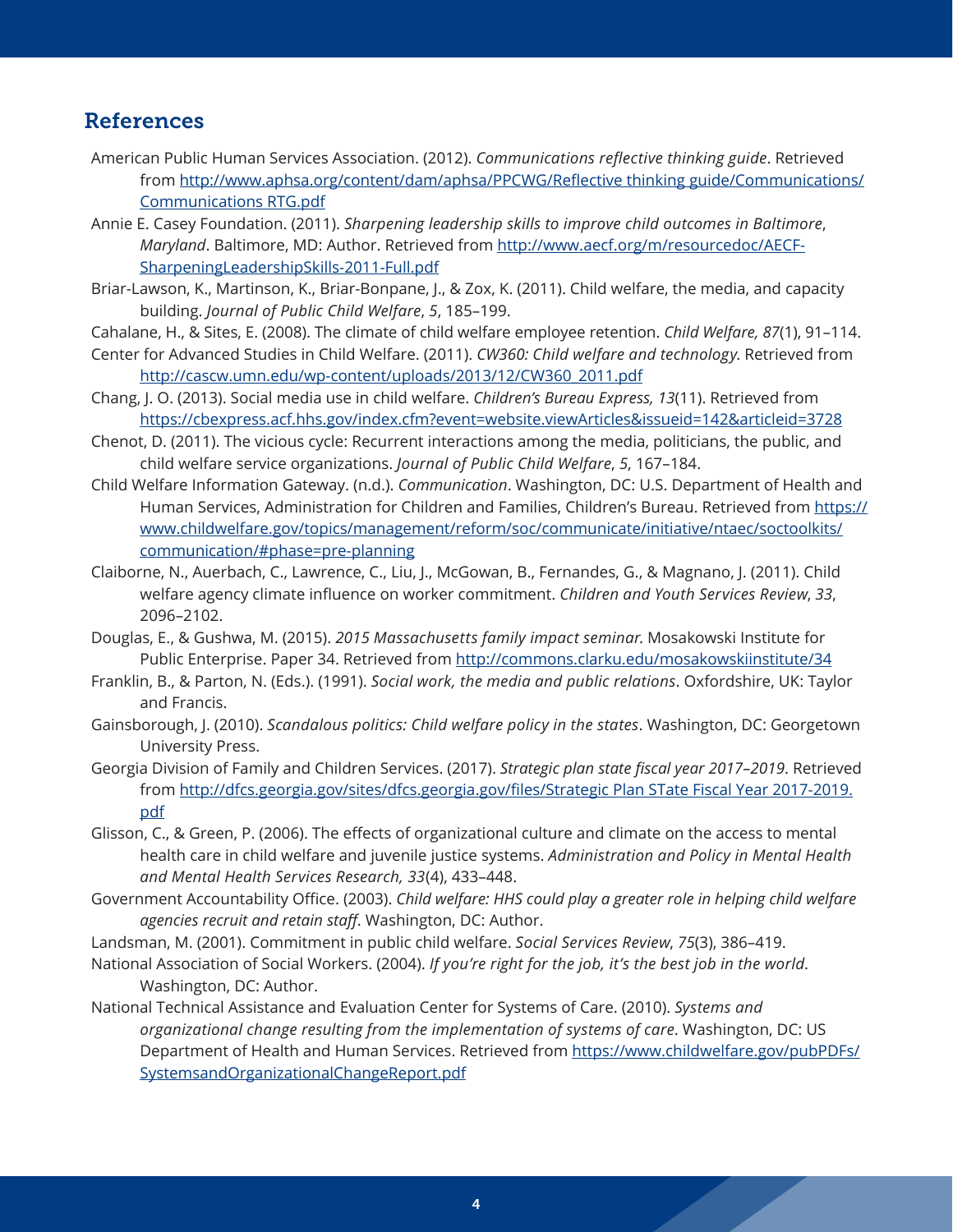## References

American Public Human Services Association. (2012). *Communications reflective thinking guide*. Retrieved from [http://www.aphsa.org/content/dam/aphsa/PPCWG/Reflective thinking guide/Communications/Communications RTG.pdf](http://www.aphsa.org/content/dam/aphsa/PPCWG/Reflective thinking guide/Communications/Communications RTG.pdf)

Annie E. Casey Foundation. (2011). *Sharpening leadership skills to improve child outcomes in Baltimore, Maryland*. Baltimore, MD: Author. Retrieved from [http://www.aecf.org/m/resourcedoc/AECF-SharpeningLeadershipSkills-2011-Full.pdf](http://www.aecf.org/m/resourcedoc/AECF-SharpeningLeadershipSkills-2011-Full.pdf)

Briar-Lawson, K., Martinson, K., Briar-Bonpane, J., & Zox, K. (2011). Child welfare, the media, and capacity building. *Journal of Public Child Welfare*, *5*, 185–199.

Cahalane, H., & Sites, E. (2008). The climate of child welfare employee retention. *Child Welfare, 87*(1), 91–114.

Center for Advanced Studies in Child Welfare. (2011). *CW360: Child welfare and technology*. Retrieved from [http://cascw.umn.edu/wp-content/uploads/2013/12/CW360_2011.pdf](http://cascw.umn.edu/wp-content/uploads/2013/12/CW360_2011.pdf)

Chang, J. O. (2013). Social media use in child welfare. *Children's Bureau Express, 13*(11). Retrieved from [https://cbexpress.acf.hhs.gov/index.cfm?event=website.viewArticles&issueid=142&articleid=3728](https://cbexpress.acf.hhs.gov/index.cfm?event=website.viewArticles&issueid=142&articleid=3728)

Chenot, D. (2011). The vicious cycle: Recurrent interactions among the media, politicians, the public, and child welfare service organizations. *Journal of Public Child Welfare*, *5*, 167–184.

Child Welfare Information Gateway. (n.d.). *Communication*. Washington, DC: U.S. Department of Health and Human Services, Administration for Children and Families, Children's Bureau. Retrieved from [https://www.childwelfare.gov/topics/management/reform/soc/communicate/initiative/ntaec/soctoolkits/communication/#phase=pre-planning](https://www.childwelfare.gov/topics/management/reform/soc/communicate/initiative/ntaec/soctoolkits/communication/#phase=pre-planning)

Claiborne, N., Auerbach, C., Lawrence, C., Liu, J., McGowan, B., Fernandes, G., & Magnano, J. (2011). Child welfare agency climate influence on worker commitment. *Children and Youth Services Review*, *33*, 2096–2102.

Douglas, E., & Gushwa, M. (2015). *2015 Massachusetts family impact seminar*. Mosakowski Institute for Public Enterprise. Paper 34. Retrieved from [http://commons.clarku.edu/mosakowskiinstitute/34](http://commons.clarku.edu/mosakowskiinstitute/34)

Franklin, B., & Parton, N. (Eds.). (1991). *Social work, the media and public relations*. Oxfordshire, UK: Taylor and Francis.

Gainsborough, J. (2010). *Scandalous politics: Child welfare policy in the states*. Washington, DC: Georgetown University Press.

Georgia Division of Family and Children Services. (2017). *Strategic plan state fiscal year 2017–2019*. Retrieved from [http://dfcs.georgia.gov/sites/dfcs.georgia.gov/files/Strategic Plan STate Fiscal Year 2017-2019.pdf](http://dfcs.georgia.gov/sites/dfcs.georgia.gov/files/Strategic Plan STate Fiscal Year 2017-2019.pdf)

Glisson, C., & Green, P. (2006). The effects of organizational culture and climate on the access to mental health care in child welfare and juvenile justice systems. *Administration and Policy in Mental Health and Mental Health Services Research, 33*(4), 433–448.

Government Accountability Office. (2003). *Child welfare: HHS could play a greater role in helping child welfare agencies recruit and retain staff*. Washington, DC: Author.

Landsman, M. (2001). Commitment in public child welfare. *Social Services Review*, *75*(3), 386–419.

National Association of Social Workers. (2004). *If you're right for the job, it's the best job in the world*. Washington, DC: Author.

National Technical Assistance and Evaluation Center for Systems of Care. (2010). *Systems and organizational change resulting from the implementation of systems of care*. Washington, DC: US Department of Health and Human Services. Retrieved from [https://www.childwelfare.gov/pubPDFs/SystemsandOrganizationalChangeReport.pdf](https://www.childwelfare.gov/pubPDFs/SystemsandOrganizationalChangeReport.pdf)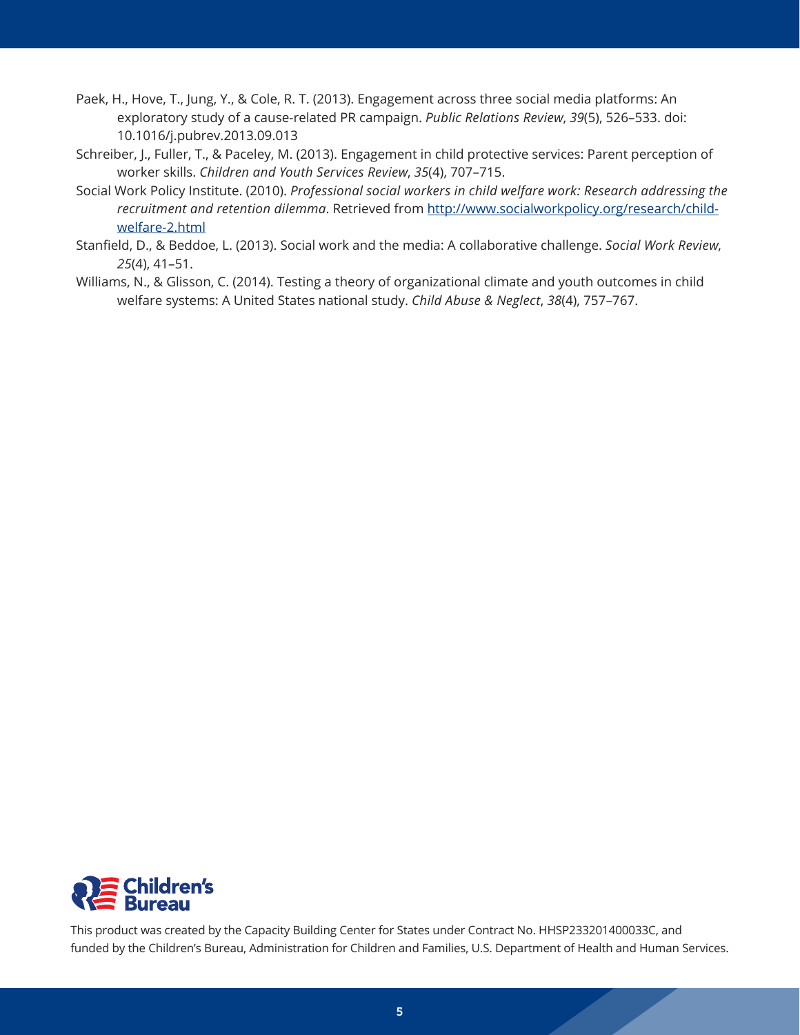Paek, H., Hove, T., Jung, Y., & Cole, R. T. (2013). Engagement across three social media platforms: An exploratory study of a cause-related PR campaign. *Public Relations Review*, *39*(5), 526–533. doi: 10.1016/j.pubrev.2013.09.013

Schreiber, J., Fuller, T., & Paceley, M. (2013). Engagement in child protective services: Parent perception of worker skills. *Children and Youth Services Review*, *35*(4), 707–715.

Social Work Policy Institute. (2010). *Professional social workers in child welfare work: Research addressing the recruitment and retention dilemma*. Retrieved from [http://www.socialworkpolicy.org/research/child-welfare-2.html](http://www.socialworkpolicy.org/research/child-welfare-2.html)

Stanfield, D., & Beddoe, L. (2013). Social work and the media: A collaborative challenge. *Social Work Review*, *25*(4), 41–51.

Williams, N., & Glisson, C. (2014). Testing a theory of organizational climate and youth outcomes in child welfare systems: A United States national study. *Child Abuse & Neglect*, *38*(4), 757–767.

Children's Bureau

This product was created by the Capacity Building Center for States under Contract No. HHSP233201400033C, and funded by the Children's Bureau, Administration for Children and Families, U.S. Department of Health and Human Services.